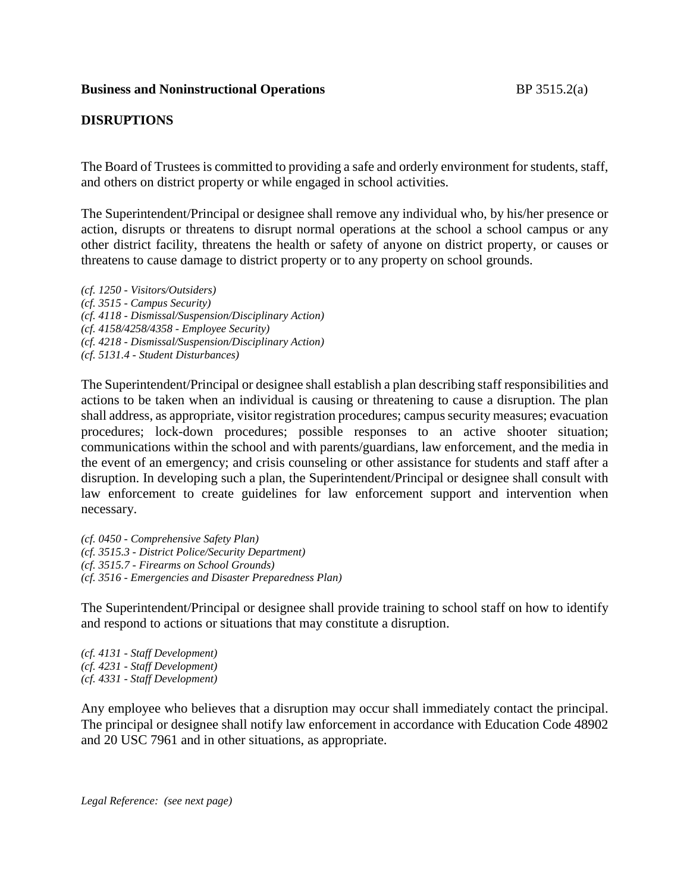**Business and Noninstructional Operations** BP 3515.2(a)

## DISRUPTIONS

The Board of Trustees is committed to providing a safe and orderly environment for students, staff, and others on district property or while engaged in school activities.

The Superintendent/Principal or designee shall remove any individual who, by his/her presence or action, disrupts or threatens to disrupt normal operations at the school a school campus or any other district facility, threatens the health or safety of anyone on district property, or causes or threatens to cause damage to district property or to any property on school grounds.

*(cf. 1250 - Visitors/Outsiders)*
*(cf. 3515 - Campus Security)*
*(cf. 4118 - Dismissal/Suspension/Disciplinary Action)*
*(cf. 4158/4258/4358 - Employee Security)*
*(cf. 4218 - Dismissal/Suspension/Disciplinary Action)*
*(cf. 5131.4 - Student Disturbances)*

The Superintendent/Principal or designee shall establish a plan describing staff responsibilities and actions to be taken when an individual is causing or threatening to cause a disruption. The plan shall address, as appropriate, visitor registration procedures; campus security measures; evacuation procedures; lock-down procedures; possible responses to an active shooter situation; communications within the school and with parents/guardians, law enforcement, and the media in the event of an emergency; and crisis counseling or other assistance for students and staff after a disruption. In developing such a plan, the Superintendent/Principal or designee shall consult with law enforcement to create guidelines for law enforcement support and intervention when necessary.

*(cf. 0450 - Comprehensive Safety Plan)*
*(cf. 3515.3 - District Police/Security Department)*
*(cf. 3515.7 - Firearms on School Grounds)*
*(cf. 3516 - Emergencies and Disaster Preparedness Plan)*

The Superintendent/Principal or designee shall provide training to school staff on how to identify and respond to actions or situations that may constitute a disruption.

*(cf. 4131 - Staff Development)*
*(cf. 4231 - Staff Development)*
*(cf. 4331 - Staff Development)*

Any employee who believes that a disruption may occur shall immediately contact the principal. The principal or designee shall notify law enforcement in accordance with Education Code 48902 and 20 USC 7961 and in other situations, as appropriate.

*Legal Reference: (see next page)*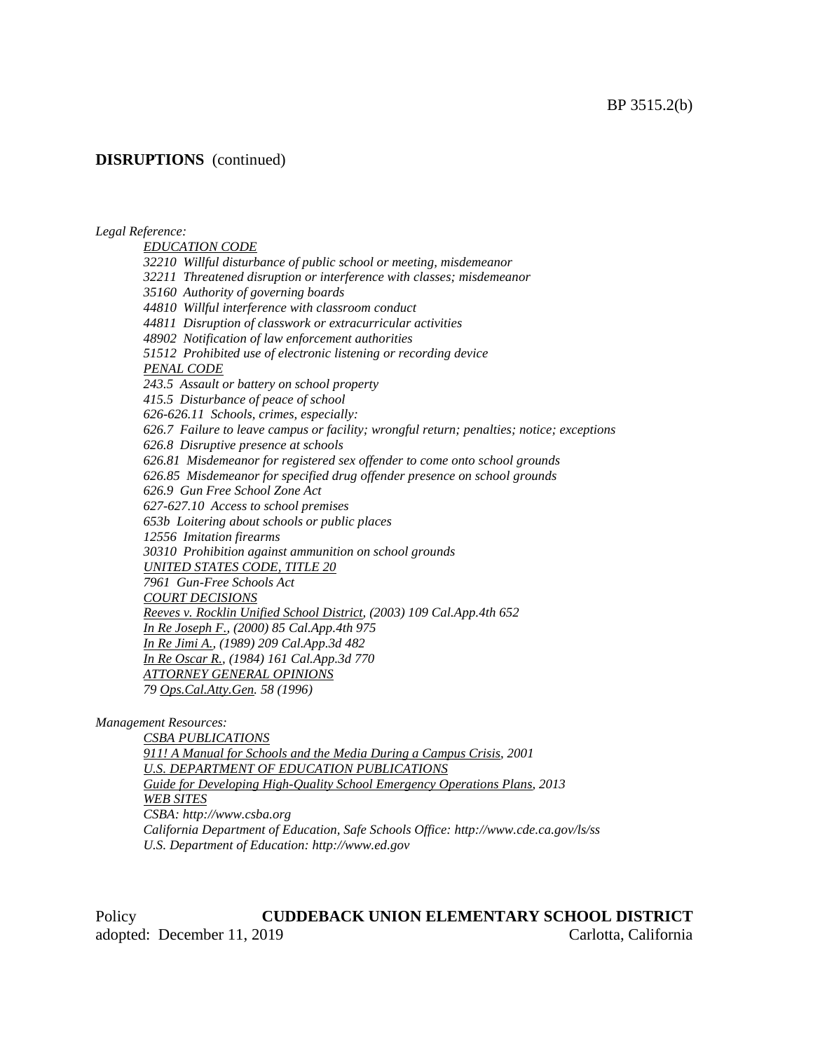**DISRUPTIONS** (continued)

*Legal Reference:*

*EDUCATION CODE*
*32210 Willful disturbance of public school or meeting, misdemeanor*
*32211 Threatened disruption or interference with classes; misdemeanor*
*35160 Authority of governing boards*
*44810 Willful interference with classroom conduct*
*44811 Disruption of classwork or extracurricular activities*
*48902 Notification of law enforcement authorities*
*51512 Prohibited use of electronic listening or recording device*
*PENAL CODE*
*243.5 Assault or battery on school property*
*415.5 Disturbance of peace of school*
*626-626.11 Schools, crimes, especially:*
*626.7 Failure to leave campus or facility; wrongful return; penalties; notice; exceptions*
*626.8 Disruptive presence at schools*
*626.81 Misdemeanor for registered sex offender to come onto school grounds*
*626.85 Misdemeanor for specified drug offender presence on school grounds*
*626.9 Gun Free School Zone Act*
*627-627.10 Access to school premises*
*653b Loitering about schools or public places*
*12556 Imitation firearms*
*30310 Prohibition against ammunition on school grounds*
*UNITED STATES CODE, TITLE 20*
*7961 Gun-Free Schools Act*
*COURT DECISIONS*
*Reeves v. Rocklin Unified School District, (2003) 109 Cal.App.4th 652*
*In Re Joseph F., (2000) 85 Cal.App.4th 975*
*In Re Jimi A., (1989) 209 Cal.App.3d 482*
*In Re Oscar R., (1984) 161 Cal.App.3d 770*
*ATTORNEY GENERAL OPINIONS*
*79 Ops.Cal.Atty.Gen. 58 (1996)*

*Management Resources:*

*CSBA PUBLICATIONS*
*911! A Manual for Schools and the Media During a Campus Crisis, 2001*
*U.S. DEPARTMENT OF EDUCATION PUBLICATIONS*
*Guide for Developing High-Quality School Emergency Operations Plans, 2013*
*WEB SITES*
*CSBA: http://www.csba.org*
*California Department of Education, Safe Schools Office: http://www.cde.ca.gov/ls/ss*
*U.S. Department of Education: http://www.ed.gov*

Policy **CUDDEBACK UNION ELEMENTARY SCHOOL DISTRICT**
adopted: December 11, 2019 Carlotta, California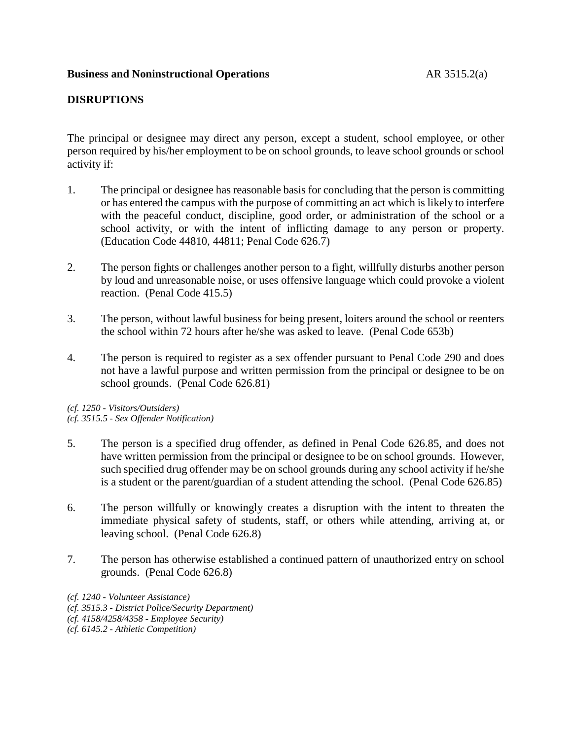**Business and Noninstructional Operations** AR 3515.2(a)

**DISRUPTIONS**

The principal or designee may direct any person, except a student, school employee, or other person required by his/her employment to be on school grounds, to leave school grounds or school activity if:

1. The principal or designee has reasonable basis for concluding that the person is committing or has entered the campus with the purpose of committing an act which is likely to interfere with the peaceful conduct, discipline, good order, or administration of the school or a school activity, or with the intent of inflicting damage to any person or property. (Education Code 44810, 44811; Penal Code 626.7)

2. The person fights or challenges another person to a fight, willfully disturbs another person by loud and unreasonable noise, or uses offensive language which could provoke a violent reaction. (Penal Code 415.5)

3. The person, without lawful business for being present, loiters around the school or reenters the school within 72 hours after he/she was asked to leave. (Penal Code 653b)

4. The person is required to register as a sex offender pursuant to Penal Code 290 and does not have a lawful purpose and written permission from the principal or designee to be on school grounds. (Penal Code 626.81)

*(cf. 1250 - Visitors/Outsiders)*
*(cf. 3515.5 - Sex Offender Notification)*

5. The person is a specified drug offender, as defined in Penal Code 626.85, and does not have written permission from the principal or designee to be on school grounds. However, such specified drug offender may be on school grounds during any school activity if he/she is a student or the parent/guardian of a student attending the school. (Penal Code 626.85)

6. The person willfully or knowingly creates a disruption with the intent to threaten the immediate physical safety of students, staff, or others while attending, arriving at, or leaving school. (Penal Code 626.8)

7. The person has otherwise established a continued pattern of unauthorized entry on school grounds. (Penal Code 626.8)

*(cf. 1240 - Volunteer Assistance)*
*(cf. 3515.3 - District Police/Security Department)*
*(cf. 4158/4258/4358 - Employee Security)*
*(cf. 6145.2 - Athletic Competition)*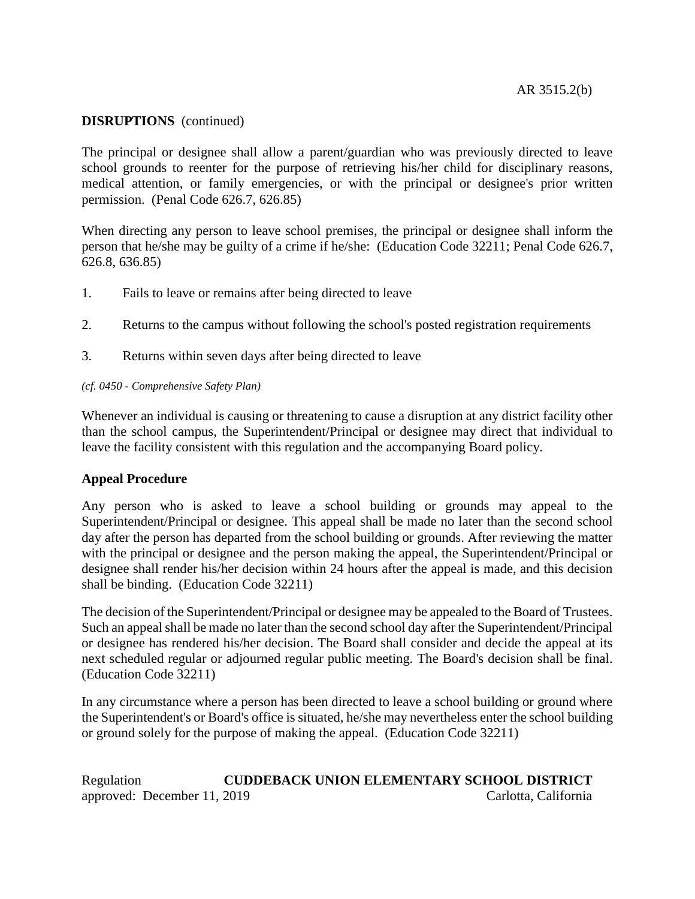**DISRUPTIONS** (continued)

The principal or designee shall allow a parent/guardian who was previously directed to leave school grounds to reenter for the purpose of retrieving his/her child for disciplinary reasons, medical attention, or family emergencies, or with the principal or designee's prior written permission. (Penal Code 626.7, 626.85)

When directing any person to leave school premises, the principal or designee shall inform the person that he/she may be guilty of a crime if he/she: (Education Code 32211; Penal Code 626.7, 626.8, 636.85)

1. Fails to leave or remains after being directed to leave
2. Returns to the campus without following the school's posted registration requirements
3. Returns within seven days after being directed to leave

*(cf. 0450 - Comprehensive Safety Plan)*

Whenever an individual is causing or threatening to cause a disruption at any district facility other than the school campus, the Superintendent/Principal or designee may direct that individual to leave the facility consistent with this regulation and the accompanying Board policy.

**Appeal Procedure**

Any person who is asked to leave a school building or grounds may appeal to the Superintendent/Principal or designee. This appeal shall be made no later than the second school day after the person has departed from the school building or grounds. After reviewing the matter with the principal or designee and the person making the appeal, the Superintendent/Principal or designee shall render his/her decision within 24 hours after the appeal is made, and this decision shall be binding. (Education Code 32211)

The decision of the Superintendent/Principal or designee may be appealed to the Board of Trustees. Such an appeal shall be made no later than the second school day after the Superintendent/Principal or designee has rendered his/her decision. The Board shall consider and decide the appeal at its next scheduled regular or adjourned regular public meeting. The Board's decision shall be final. (Education Code 32211)

In any circumstance where a person has been directed to leave a school building or ground where the Superintendent's or Board's office is situated, he/she may nevertheless enter the school building or ground solely for the purpose of making the appeal. (Education Code 32211)

Regulation approved: December 11, 2019 **CUDDEBACK UNION ELEMENTARY SCHOOL DISTRICT** Carlotta, California